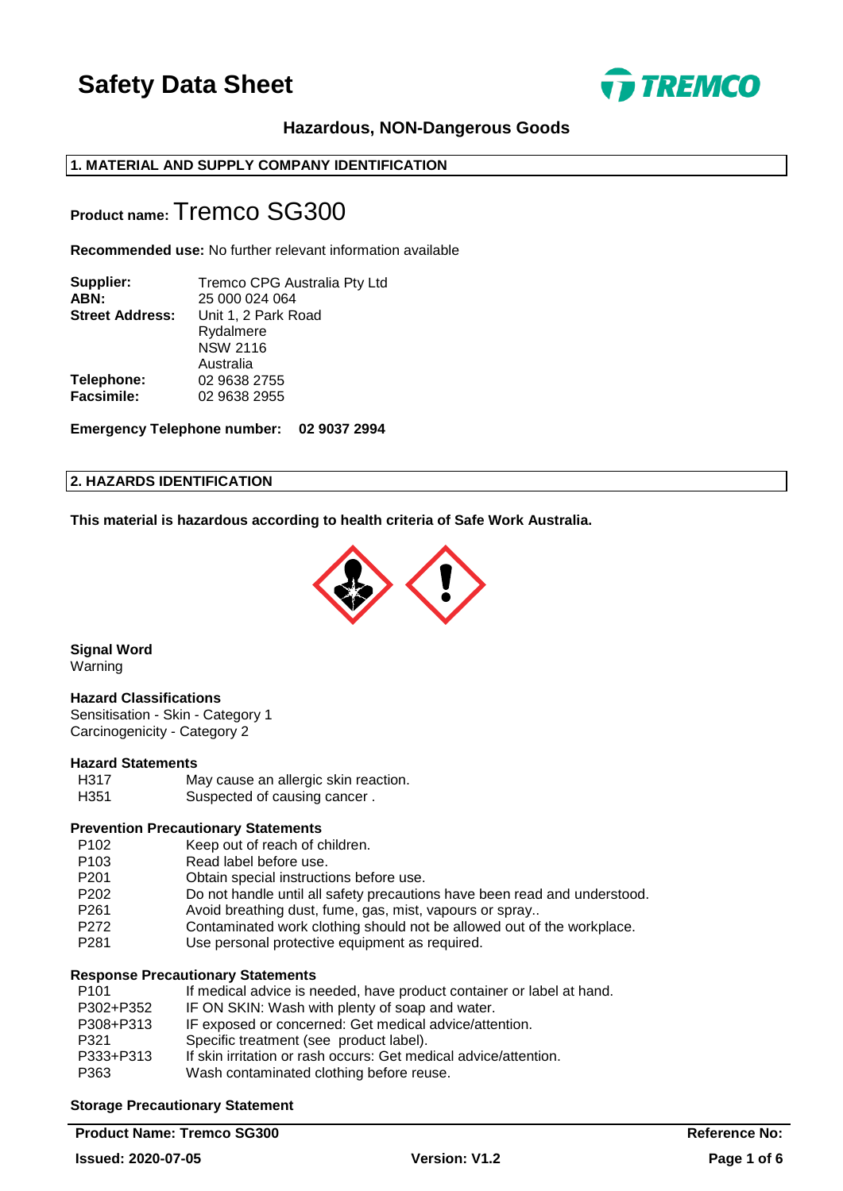# Safety Data Sheet

**Hazardous, NON-Dangerous Goods**

## 1. MATERIAL AND SUPPLY COMPANY IDENTIFICATION

**Product name:** Tremco SG300

**Recommended use:** No further relevant information available

| | |
|---|---|
| **Supplier:** | Tremco CPG Australia Pty Ltd |
| **ABN:** | 25 000 024 064 |
| **Street Address:** | Unit 1, 2 Park Road<br>Rydalmere<br>NSW 2116<br>Australia |
| **Telephone:** | 02 9638 2755 |
| **Facsimile:** | 02 9638 2955 |

**Emergency Telephone number: 02 9037 2994**

## 2. HAZARDS IDENTIFICATION

**This material is hazardous according to health criteria of Safe Work Australia.**

**Signal Word**

Warning

**Hazard Classifications**

Sensitisation - Skin - Category 1
Carcinogenicity - Category 2

**Hazard Statements**

| | |
|---|---|
| H317 | May cause an allergic skin reaction. |
| H351 | Suspected of causing cancer . |

**Prevention Precautionary Statements**

| | |
|---|---|
| P102 | Keep out of reach of children. |
| P103 | Read label before use. |
| P201 | Obtain special instructions before use. |
| P202 | Do not handle until all safety precautions have been read and understood. |
| P261 | Avoid breathing dust, fume, gas, mist, vapours or spray.. |
| P272 | Contaminated work clothing should not be allowed out of the workplace. |
| P281 | Use personal protective equipment as required. |

**Response Precautionary Statements**

| | |
|---|---|
| P101 | If medical advice is needed, have product container or label at hand. |
| P302+P352 | IF ON SKIN: Wash with plenty of soap and water. |
| P308+P313 | IF exposed or concerned: Get medical advice/attention. |
| P321 | Specific treatment (see product label). |
| P333+P313 | If skin irritation or rash occurs: Get medical advice/attention. |
| P363 | Wash contaminated clothing before reuse. |

**Storage Precautionary Statement**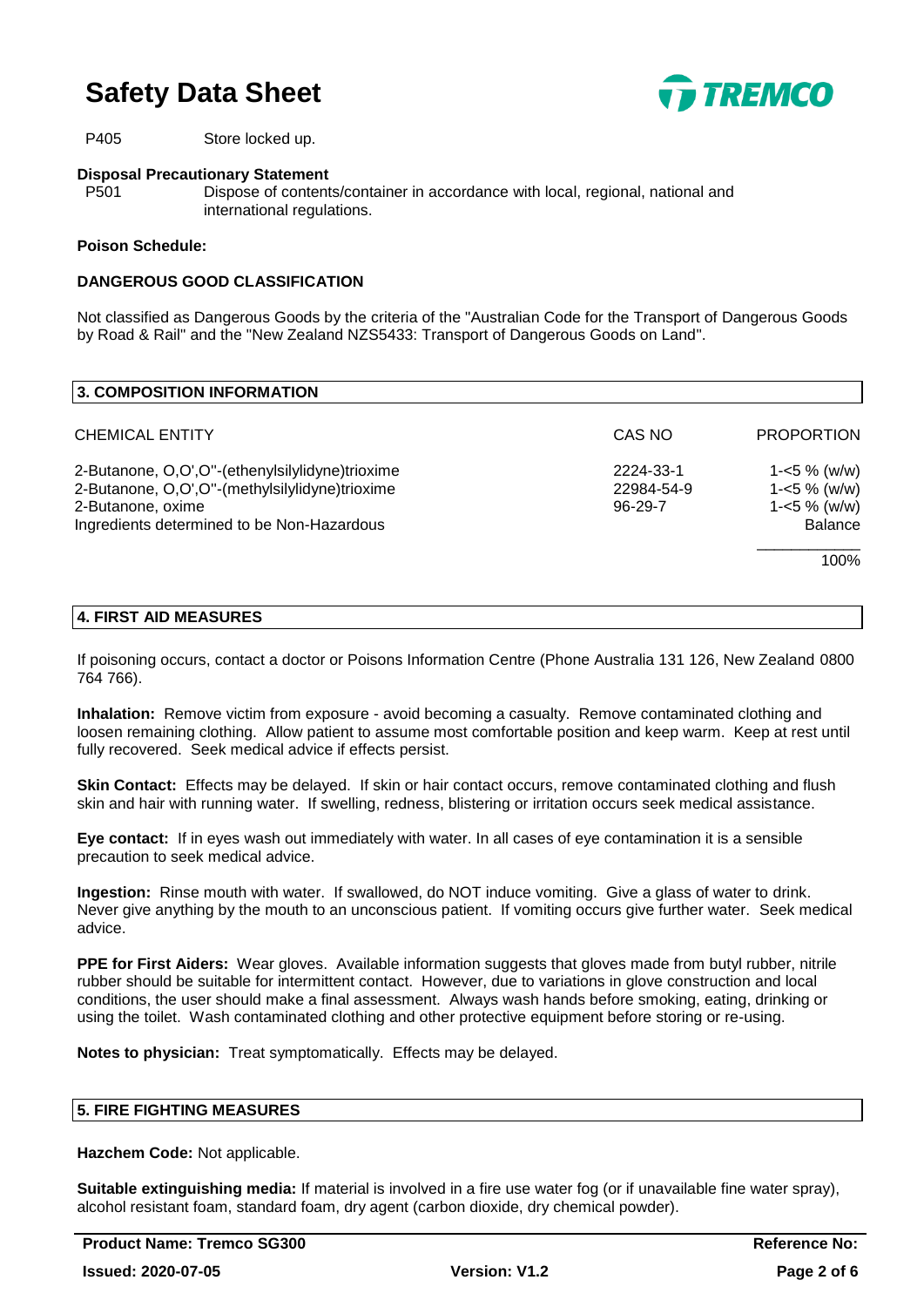P405 Store locked up.

**Disposal Precautionary Statement**

P501 Dispose of contents/container in accordance with local, regional, national and international regulations.

**Poison Schedule:**

**DANGEROUS GOOD CLASSIFICATION**

Not classified as Dangerous Goods by the criteria of the "Australian Code for the Transport of Dangerous Goods by Road & Rail" and the "New Zealand NZS5433: Transport of Dangerous Goods on Land".

## 3. COMPOSITION INFORMATION

| CHEMICAL ENTITY | CAS NO | PROPORTION |
|---|---|---|
| 2-Butanone, O,O',O''-(ethenylsilylidyne)trioxime | 2224-33-1 | 1-<5 % (w/w) |
| 2-Butanone, O,O',O''-(methylsilylidyne)trioxime | 22984-54-9 | 1-<5 % (w/w) |
| 2-Butanone, oxime | 96-29-7 | 1-<5 % (w/w) |
| Ingredients determined to be Non-Hazardous | | Balance |
| | | 100% |

## 4. FIRST AID MEASURES

If poisoning occurs, contact a doctor or Poisons Information Centre (Phone Australia 131 126, New Zealand 0800 764 766).

**Inhalation:** Remove victim from exposure - avoid becoming a casualty. Remove contaminated clothing and loosen remaining clothing. Allow patient to assume most comfortable position and keep warm. Keep at rest until fully recovered. Seek medical advice if effects persist.

**Skin Contact:** Effects may be delayed. If skin or hair contact occurs, remove contaminated clothing and flush skin and hair with running water. If swelling, redness, blistering or irritation occurs seek medical assistance.

**Eye contact:** If in eyes wash out immediately with water. In all cases of eye contamination it is a sensible precaution to seek medical advice.

**Ingestion:** Rinse mouth with water. If swallowed, do NOT induce vomiting. Give a glass of water to drink. Never give anything by the mouth to an unconscious patient. If vomiting occurs give further water. Seek medical advice.

**PPE for First Aiders:** Wear gloves. Available information suggests that gloves made from butyl rubber, nitrile rubber should be suitable for intermittent contact. However, due to variations in glove construction and local conditions, the user should make a final assessment. Always wash hands before smoking, eating, drinking or using the toilet. Wash contaminated clothing and other protective equipment before storing or re-using.

**Notes to physician:** Treat symptomatically. Effects may be delayed.

## 5. FIRE FIGHTING MEASURES

**Hazchem Code:** Not applicable.

**Suitable extinguishing media:** If material is involved in a fire use water fog (or if unavailable fine water spray), alcohol resistant foam, standard foam, dry agent (carbon dioxide, dry chemical powder).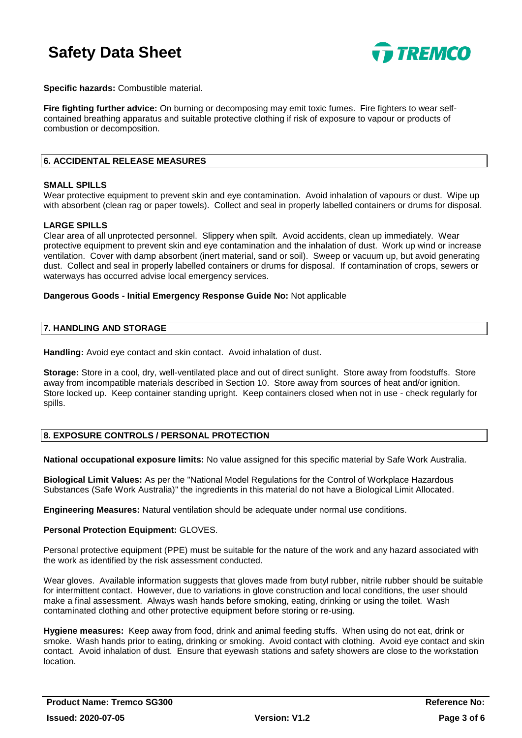**Specific hazards:** Combustible material.

**Fire fighting further advice:** On burning or decomposing may emit toxic fumes. Fire fighters to wear self-contained breathing apparatus and suitable protective clothing if risk of exposure to vapour or products of combustion or decomposition.

## 6. ACCIDENTAL RELEASE MEASURES

**SMALL SPILLS**
Wear protective equipment to prevent skin and eye contamination. Avoid inhalation of vapours or dust. Wipe up with absorbent (clean rag or paper towels). Collect and seal in properly labelled containers or drums for disposal.

**LARGE SPILLS**
Clear area of all unprotected personnel. Slippery when spilt. Avoid accidents, clean up immediately. Wear protective equipment to prevent skin and eye contamination and the inhalation of dust. Work up wind or increase ventilation. Cover with damp absorbent (inert material, sand or soil). Sweep or vacuum up, but avoid generating dust. Collect and seal in properly labelled containers or drums for disposal. If contamination of crops, sewers or waterways has occurred advise local emergency services.

**Dangerous Goods - Initial Emergency Response Guide No:** Not applicable

## 7. HANDLING AND STORAGE

**Handling:** Avoid eye contact and skin contact. Avoid inhalation of dust.

**Storage:** Store in a cool, dry, well-ventilated place and out of direct sunlight. Store away from foodstuffs. Store away from incompatible materials described in Section 10. Store away from sources of heat and/or ignition. Store locked up. Keep container standing upright. Keep containers closed when not in use - check regularly for spills.

## 8. EXPOSURE CONTROLS / PERSONAL PROTECTION

**National occupational exposure limits:** No value assigned for this specific material by Safe Work Australia.

**Biological Limit Values:** As per the "National Model Regulations for the Control of Workplace Hazardous Substances (Safe Work Australia)" the ingredients in this material do not have a Biological Limit Allocated.

**Engineering Measures:** Natural ventilation should be adequate under normal use conditions.

**Personal Protection Equipment:** GLOVES.

Personal protective equipment (PPE) must be suitable for the nature of the work and any hazard associated with the work as identified by the risk assessment conducted.

Wear gloves. Available information suggests that gloves made from butyl rubber, nitrile rubber should be suitable for intermittent contact. However, due to variations in glove construction and local conditions, the user should make a final assessment. Always wash hands before smoking, eating, drinking or using the toilet. Wash contaminated clothing and other protective equipment before storing or re-using.

**Hygiene measures:** Keep away from food, drink and animal feeding stuffs. When using do not eat, drink or smoke. Wash hands prior to eating, drinking or smoking. Avoid contact with clothing. Avoid eye contact and skin contact. Avoid inhalation of dust. Ensure that eyewash stations and safety showers are close to the workstation location.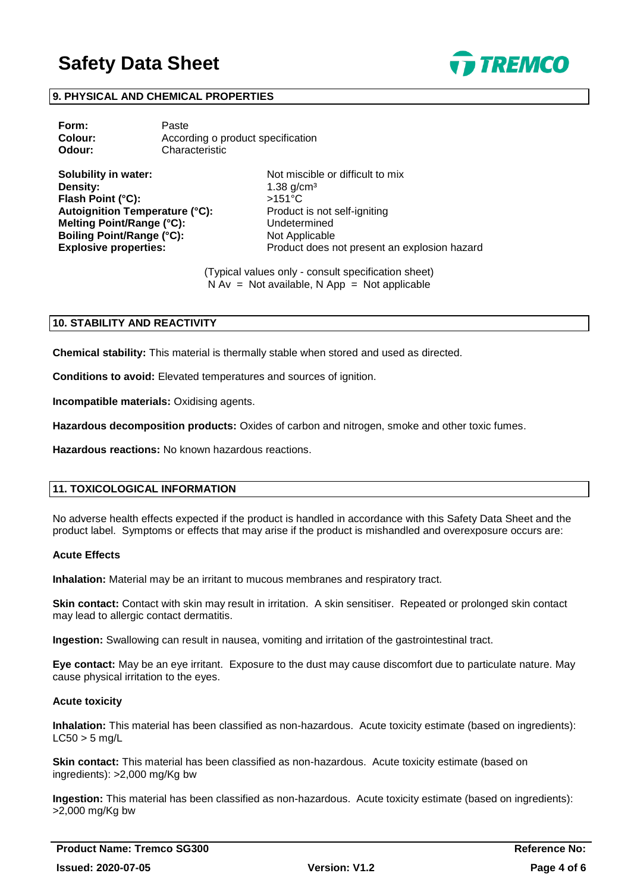## 9. PHYSICAL AND CHEMICAL PROPERTIES

| | |
|---|---|
| **Form:** | Paste |
| **Colour:** | According o product specification |
| **Odour:** | Characteristic |

| | |
|---|---|
| **Solubility in water:** | Not miscible or difficult to mix |
| **Density:** | 1.38 g/cm³ |
| **Flash Point (°C):** | >151°C |
| **Autoignition Temperature (°C):** | Product is not self-igniting |
| **Melting Point/Range (°C):** | Undetermined |
| **Boiling Point/Range (°C):** | Not Applicable |
| **Explosive properties:** | Product does not present an explosion hazard |

(Typical values only - consult specification sheet)
N Av = Not available, N App = Not applicable

## 10. STABILITY AND REACTIVITY

**Chemical stability:** This material is thermally stable when stored and used as directed.

**Conditions to avoid:** Elevated temperatures and sources of ignition.

**Incompatible materials:** Oxidising agents.

**Hazardous decomposition products:** Oxides of carbon and nitrogen, smoke and other toxic fumes.

**Hazardous reactions:** No known hazardous reactions.

## 11. TOXICOLOGICAL INFORMATION

No adverse health effects expected if the product is handled in accordance with this Safety Data Sheet and the product label. Symptoms or effects that may arise if the product is mishandled and overexposure occurs are:

### Acute Effects

**Inhalation:** Material may be an irritant to mucous membranes and respiratory tract.

**Skin contact:** Contact with skin may result in irritation. A skin sensitiser. Repeated or prolonged skin contact may lead to allergic contact dermatitis.

**Ingestion:** Swallowing can result in nausea, vomiting and irritation of the gastrointestinal tract.

**Eye contact:** May be an eye irritant. Exposure to the dust may cause discomfort due to particulate nature. May cause physical irritation to the eyes.

### Acute toxicity

**Inhalation:** This material has been classified as non-hazardous. Acute toxicity estimate (based on ingredients): LC50 > 5 mg/L

**Skin contact:** This material has been classified as non-hazardous. Acute toxicity estimate (based on ingredients): >2,000 mg/Kg bw

**Ingestion:** This material has been classified as non-hazardous. Acute toxicity estimate (based on ingredients): >2,000 mg/Kg bw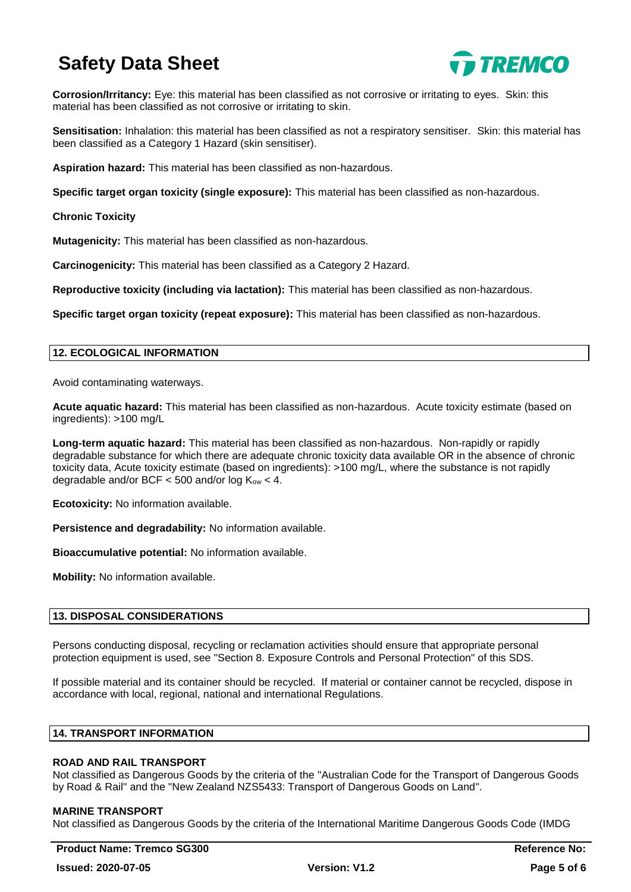**Corrosion/Irritancy:** Eye: this material has been classified as not corrosive or irritating to eyes. Skin: this material has been classified as not corrosive or irritating to skin.

**Sensitisation:** Inhalation: this material has been classified as not a respiratory sensitiser. Skin: this material has been classified as a Category 1 Hazard (skin sensitiser).

**Aspiration hazard:** This material has been classified as non-hazardous.

**Specific target organ toxicity (single exposure):** This material has been classified as non-hazardous.

**Chronic Toxicity**

**Mutagenicity:** This material has been classified as non-hazardous.

**Carcinogenicity:** This material has been classified as a Category 2 Hazard.

**Reproductive toxicity (including via lactation):** This material has been classified as non-hazardous.

**Specific target organ toxicity (repeat exposure):** This material has been classified as non-hazardous.

## 12. ECOLOGICAL INFORMATION

Avoid contaminating waterways.

**Acute aquatic hazard:** This material has been classified as non-hazardous. Acute toxicity estimate (based on ingredients): >100 mg/L

**Long-term aquatic hazard:** This material has been classified as non-hazardous. Non-rapidly or rapidly degradable substance for which there are adequate chronic toxicity data available OR in the absence of chronic toxicity data, Acute toxicity estimate (based on ingredients): >100 mg/L, where the substance is not rapidly degradable and/or BCF < 500 and/or log $K_{ow}$ < 4.

**Ecotoxicity:** No information available.

**Persistence and degradability:** No information available.

**Bioaccumulative potential:** No information available.

**Mobility:** No information available.

## 13. DISPOSAL CONSIDERATIONS

Persons conducting disposal, recycling or reclamation activities should ensure that appropriate personal protection equipment is used, see "Section 8. Exposure Controls and Personal Protection" of this SDS.

If possible material and its container should be recycled. If material or container cannot be recycled, dispose in accordance with local, regional, national and international Regulations.

## 14. TRANSPORT INFORMATION

**ROAD AND RAIL TRANSPORT**
Not classified as Dangerous Goods by the criteria of the "Australian Code for the Transport of Dangerous Goods by Road & Rail" and the "New Zealand NZS5433: Transport of Dangerous Goods on Land".

**MARINE TRANSPORT**
Not classified as Dangerous Goods by the criteria of the International Maritime Dangerous Goods Code (IMDG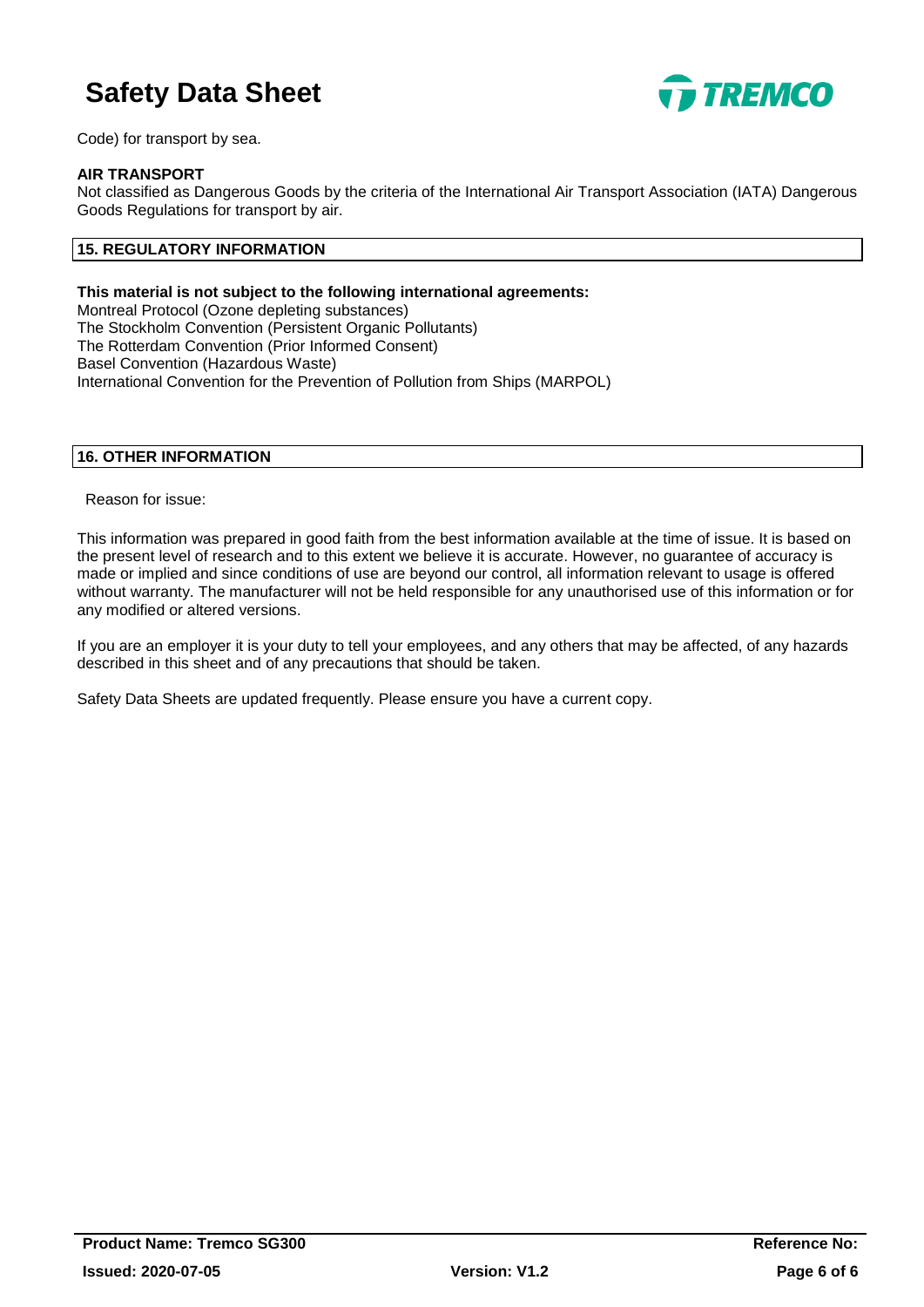Code) for transport by sea.

**AIR TRANSPORT**

Not classified as Dangerous Goods by the criteria of the International Air Transport Association (IATA) Dangerous Goods Regulations for transport by air.

## 15. REGULATORY INFORMATION

**This material is not subject to the following international agreements:**

Montreal Protocol (Ozone depleting substances)
The Stockholm Convention (Persistent Organic Pollutants)
The Rotterdam Convention (Prior Informed Consent)
Basel Convention (Hazardous Waste)
International Convention for the Prevention of Pollution from Ships (MARPOL)

## 16. OTHER INFORMATION

Reason for issue:

This information was prepared in good faith from the best information available at the time of issue. It is based on the present level of research and to this extent we believe it is accurate. However, no guarantee of accuracy is made or implied and since conditions of use are beyond our control, all information relevant to usage is offered without warranty. The manufacturer will not be held responsible for any unauthorised use of this information or for any modified or altered versions.

If you are an employer it is your duty to tell your employees, and any others that may be affected, of any hazards described in this sheet and of any precautions that should be taken.

Safety Data Sheets are updated frequently. Please ensure you have a current copy.